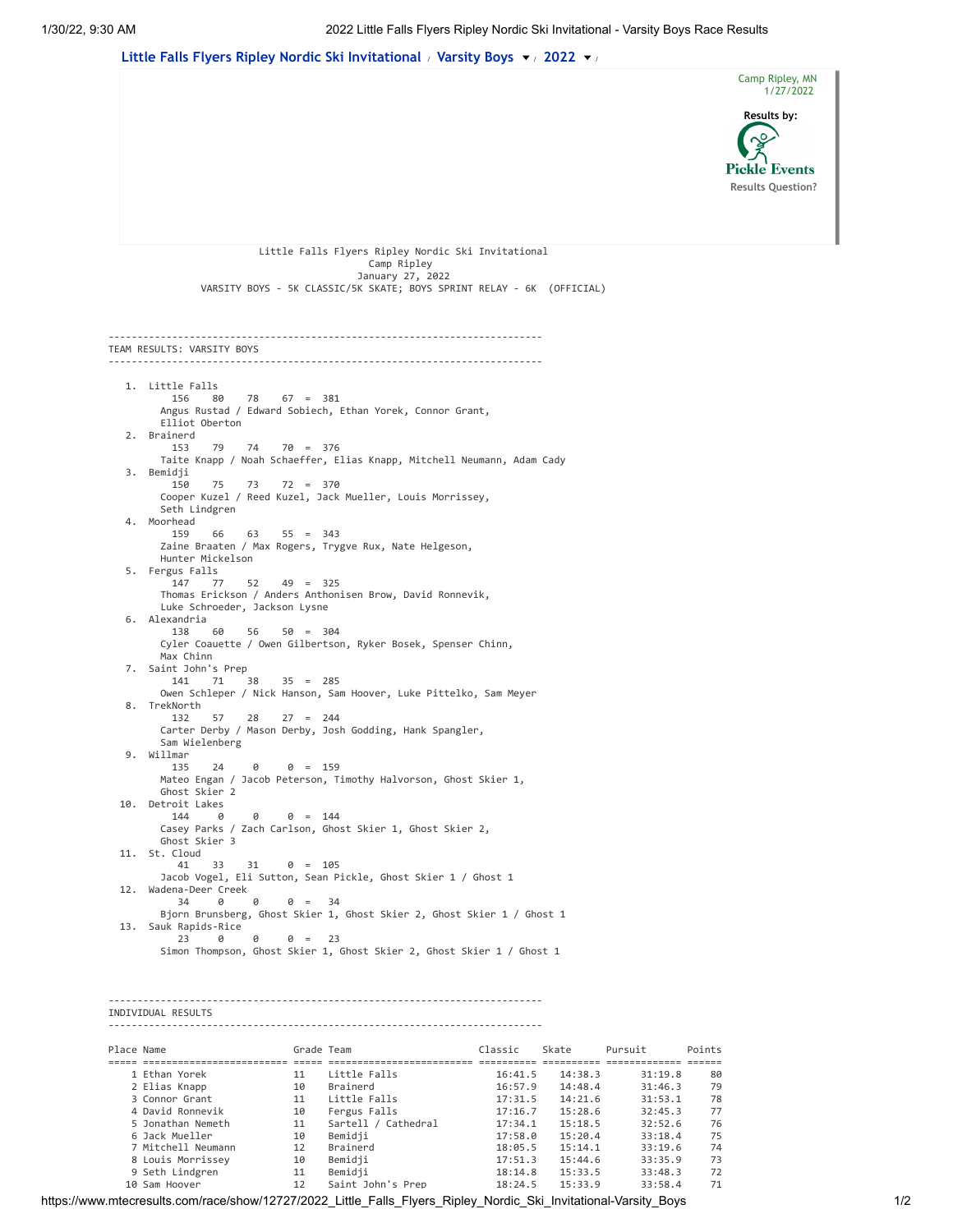Little Falls Flyers Ripley Nordic Ski Invitational / Varsity Boys / 2022

Camp Ripley, MN
1/27/2022

Results by:
Pickle Events
Results Question?

Little Falls Flyers Ripley Nordic Ski Invitational
Camp Ripley
January 27, 2022
VARSITY BOYS - 5K CLASSIC/5K SKATE; BOYS SPRINT RELAY - 6K (OFFICIAL)

## TEAM RESULTS: VARSITY BOYS

1. Little Falls
   156 80 78 67 = 381
   Angus Rustad / Edward Sobiech, Ethan Yorek, Connor Grant, Elliot Oberton
2. Brainerd
   153 79 74 70 = 376
   Taite Knapp / Noah Schaeffer, Elias Knapp, Mitchell Neumann, Adam Cady
3. Bemidji
   150 75 73 72 = 370
   Cooper Kuzel / Reed Kuzel, Jack Mueller, Louis Morrissey, Seth Lindgren
4. Moorhead
   159 66 63 55 = 343
   Zaine Braaten / Max Rogers, Trygve Rux, Nate Helgeson, Hunter Mickelson
5. Fergus Falls
   147 77 52 49 = 325
   Thomas Erickson / Anders Anthonisen Brow, David Ronnevik, Luke Schroeder, Jackson Lysne
6. Alexandria
   138 60 56 50 = 304
   Cyler Coauette / Owen Gilbertson, Ryker Bosek, Spenser Chinn, Max Chinn
7. Saint John's Prep
   141 71 38 35 = 285
   Owen Schleper / Nick Hanson, Sam Hoover, Luke Pittelko, Sam Meyer
8. TrekNorth
   132 57 28 27 = 244
   Carter Derby / Mason Derby, Josh Godding, Hank Spangler, Sam Wielenberg
9. Willmar
   135 24 0 0 = 159
   Mateo Engan / Jacob Peterson, Timothy Halvorson, Ghost Skier 1, Ghost Skier 2
10. Detroit Lakes
    144 0 0 0 = 144
    Casey Parks / Zach Carlson, Ghost Skier 1, Ghost Skier 2, Ghost Skier 3
11. St. Cloud
    41 33 31 0 = 105
    Jacob Vogel, Eli Sutton, Sean Pickle, Ghost Skier 1 / Ghost 1
12. Wadena-Deer Creek
    34 0 0 0 = 34
    Bjorn Brunsberg, Ghost Skier 1, Ghost Skier 2, Ghost Skier 1 / Ghost 1
13. Sauk Rapids-Rice
    23 0 0 0 = 23
    Simon Thompson, Ghost Skier 1, Ghost Skier 2, Ghost Skier 1 / Ghost 1

## INDIVIDUAL RESULTS

| Place | Name | Grade | Team | Classic | Skate | Pursuit | Points |
|---|---|---|---|---|---|---|---|
| 1 | Ethan Yorek | 11 | Little Falls | 16:41.5 | 14:38.3 | 31:19.8 | 80 |
| 2 | Elias Knapp | 10 | Brainerd | 16:57.9 | 14:48.4 | 31:46.3 | 79 |
| 3 | Connor Grant | 11 | Little Falls | 17:31.5 | 14:21.6 | 31:53.1 | 78 |
| 4 | David Ronnevik | 10 | Fergus Falls | 17:16.7 | 15:28.6 | 32:45.3 | 77 |
| 5 | Jonathan Nemeth | 11 | Sartell / Cathedral | 17:34.1 | 15:18.5 | 32:52.6 | 76 |
| 6 | Jack Mueller | 10 | Bemidji | 17:58.0 | 15:20.4 | 33:18.4 | 75 |
| 7 | Mitchell Neumann | 12 | Brainerd | 18:05.5 | 15:14.1 | 33:19.6 | 74 |
| 8 | Louis Morrissey | 10 | Bemidji | 17:51.3 | 15:44.6 | 33:35.9 | 73 |
| 9 | Seth Lindgren | 11 | Bemidji | 18:14.8 | 15:33.5 | 33:48.3 | 72 |
| 10 | Sam Hoover | 12 | Saint John's Prep | 18:24.5 | 15:33.9 | 33:58.4 | 71 |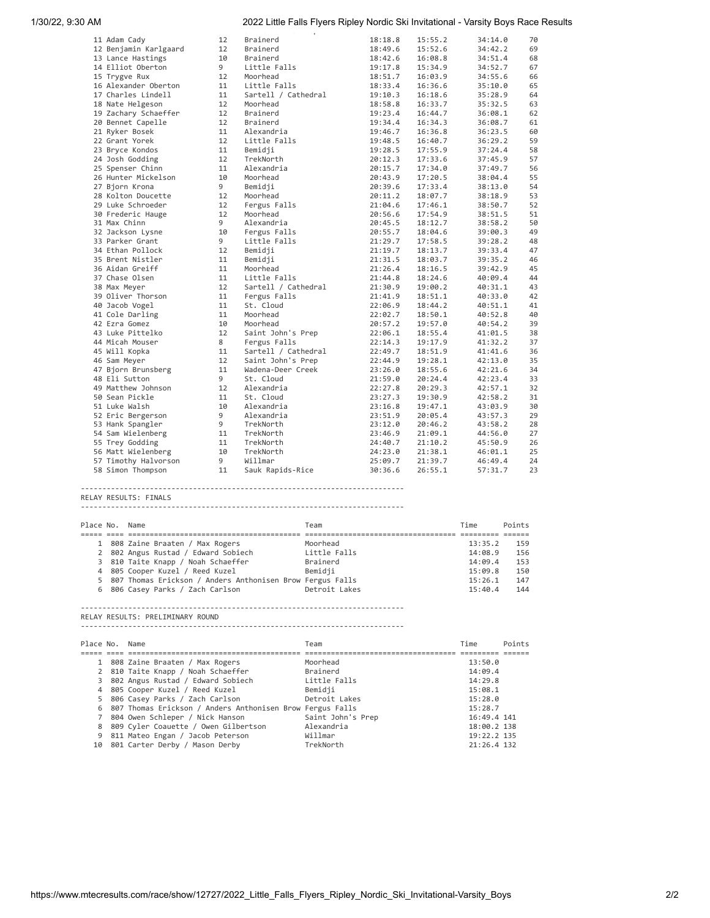| | | | | | | | |
|---|---|---|---|---|---|---|---|
| 11 | Adam Cady | 12 | Brainerd | 18:18.8 | 15:55.2 | 34:14.0 | 70 |
| 12 | Benjamin Karlgaard | 12 | Brainerd | 18:49.6 | 15:52.6 | 34:42.2 | 69 |
| 13 | Lance Hastings | 10 | Brainerd | 18:42.6 | 16:08.8 | 34:51.4 | 68 |
| 14 | Elliot Oberton | 9 | Little Falls | 19:17.8 | 15:34.9 | 34:52.7 | 67 |
| 15 | Trygve Rux | 12 | Moorhead | 18:51.7 | 16:03.9 | 34:55.6 | 66 |
| 16 | Alexander Oberton | 11 | Little Falls | 18:33.4 | 16:36.6 | 35:10.0 | 65 |
| 17 | Charles Lindell | 11 | Sartell / Cathedral | 19:10.3 | 16:18.6 | 35:28.9 | 64 |
| 18 | Nate Helgeson | 12 | Moorhead | 18:58.8 | 16:33.7 | 35:32.5 | 63 |
| 19 | Zachary Schaeffer | 12 | Brainerd | 19:23.4 | 16:44.7 | 36:08.1 | 62 |
| 20 | Bennet Capelle | 12 | Brainerd | 19:34.4 | 16:34.3 | 36:08.7 | 61 |
| 21 | Ryker Bosek | 11 | Alexandria | 19:46.7 | 16:36.8 | 36:23.5 | 60 |
| 22 | Grant Yorek | 12 | Little Falls | 19:48.5 | 16:40.7 | 36:29.2 | 59 |
| 23 | Bryce Kondos | 11 | Bemidji | 19:28.5 | 17:55.9 | 37:24.4 | 58 |
| 24 | Josh Godding | 12 | TrekNorth | 20:12.3 | 17:33.6 | 37:45.9 | 57 |
| 25 | Spenser Chinn | 11 | Alexandria | 20:15.7 | 17:34.0 | 37:49.7 | 56 |
| 26 | Hunter Mickelson | 10 | Moorhead | 20:43.9 | 17:20.5 | 38:04.4 | 55 |
| 27 | Bjorn Krona | 9 | Bemidji | 20:39.6 | 17:33.4 | 38:13.0 | 54 |
| 28 | Kolton Doucette | 12 | Moorhead | 20:11.2 | 18:07.7 | 38:18.9 | 53 |
| 29 | Luke Schroeder | 12 | Fergus Falls | 21:04.6 | 17:46.1 | 38:50.7 | 52 |
| 30 | Frederic Hauge | 12 | Moorhead | 20:56.6 | 17:54.9 | 38:51.5 | 51 |
| 31 | Max Chinn | 9 | Alexandria | 20:45.5 | 18:12.7 | 38:58.2 | 50 |
| 32 | Jackson Lysne | 10 | Fergus Falls | 20:55.7 | 18:04.6 | 39:00.3 | 49 |
| 33 | Parker Grant | 9 | Little Falls | 21:29.7 | 17:58.5 | 39:28.2 | 48 |
| 34 | Ethan Pollock | 12 | Bemidji | 21:19.7 | 18:13.7 | 39:33.4 | 47 |
| 35 | Brent Nistler | 11 | Bemidji | 21:31.5 | 18:03.7 | 39:35.2 | 46 |
| 36 | Aidan Greiff | 11 | Moorhead | 21:26.4 | 18:16.5 | 39:42.9 | 45 |
| 37 | Chase Olsen | 11 | Little Falls | 21:44.8 | 18:24.6 | 40:09.4 | 44 |
| 38 | Max Meyer | 12 | Sartell / Cathedral | 21:30.9 | 19:00.2 | 40:31.1 | 43 |
| 39 | Oliver Thorson | 11 | Fergus Falls | 21:41.9 | 18:51.1 | 40:33.0 | 42 |
| 40 | Jacob Vogel | 11 | St. Cloud | 22:06.9 | 18:44.2 | 40:51.1 | 41 |
| 41 | Cole Darling | 11 | Moorhead | 22:02.7 | 18:50.1 | 40:52.8 | 40 |
| 42 | Ezra Gomez | 10 | Moorhead | 20:57.2 | 19:57.0 | 40:54.2 | 39 |
| 43 | Luke Pittelko | 12 | Saint John's Prep | 22:06.1 | 18:55.4 | 41:01.5 | 38 |
| 44 | Micah Mouser | 8 | Fergus Falls | 22:14.3 | 19:17.9 | 41:32.2 | 37 |
| 45 | Will Kopka | 11 | Sartell / Cathedral | 22:49.7 | 18:51.9 | 41:41.6 | 36 |
| 46 | Sam Meyer | 12 | Saint John's Prep | 22:44.9 | 19:28.1 | 42:13.0 | 35 |
| 47 | Bjorn Brunsberg | 11 | Wadena-Deer Creek | 23:26.0 | 18:55.6 | 42:21.6 | 34 |
| 48 | Eli Sutton | 9 | St. Cloud | 21:59.0 | 20:24.4 | 42:23.4 | 33 |
| 49 | Matthew Johnson | 12 | Alexandria | 22:27.8 | 20:29.3 | 42:57.1 | 32 |
| 50 | Sean Pickle | 11 | St. Cloud | 23:27.3 | 19:30.9 | 42:58.2 | 31 |
| 51 | Luke Walsh | 10 | Alexandria | 23:16.8 | 19:47.1 | 43:03.9 | 30 |
| 52 | Eric Bergerson | 9 | Alexandria | 23:51.9 | 20:05.4 | 43:57.3 | 29 |
| 53 | Hank Spangler | 9 | TrekNorth | 23:12.0 | 20:46.2 | 43:58.2 | 28 |
| 54 | Sam Wielenberg | 11 | TrekNorth | 23:46.9 | 21:09.1 | 44:56.0 | 27 |
| 55 | Trey Godding | 11 | TrekNorth | 24:40.7 | 21:10.2 | 45:50.9 | 26 |
| 56 | Matt Wielenberg | 10 | TrekNorth | 24:23.0 | 21:38.1 | 46:01.1 | 25 |
| 57 | Timothy Halvorson | 9 | Willmar | 25:09.7 | 21:39.7 | 46:49.4 | 24 |
| 58 | Simon Thompson | 11 | Sauk Rapids-Rice | 30:36.6 | 26:55.1 | 57:31.7 | 23 |

## RELAY RESULTS: FINALS

| Place | No. | Name | Team | Time | Points |
|---|---|---|---|---|---|
| 1 | 808 | Zaine Braaten / Max Rogers | Moorhead | 13:35.2 | 159 |
| 2 | 802 | Angus Rustad / Edward Sobiech | Little Falls | 14:08.9 | 156 |
| 3 | 810 | Taite Knapp / Noah Schaeffer | Brainerd | 14:09.4 | 153 |
| 4 | 805 | Cooper Kuzel / Reed Kuzel | Bemidji | 15:09.8 | 150 |
| 5 | 807 | Thomas Erickson / Anders Anthonisen Brow | Fergus Falls | 15:26.1 | 147 |
| 6 | 806 | Casey Parks / Zach Carlson | Detroit Lakes | 15:40.4 | 144 |

## RELAY RESULTS: PRELIMINARY ROUND

| Place | No. | Name | Team | Time | Points |
|---|---|---|---|---|---|
| 1 | 808 | Zaine Braaten / Max Rogers | Moorhead | 13:50.0 | |
| 2 | 810 | Taite Knapp / Noah Schaeffer | Brainerd | 14:09.4 | |
| 3 | 802 | Angus Rustad / Edward Sobiech | Little Falls | 14:29.8 | |
| 4 | 805 | Cooper Kuzel / Reed Kuzel | Bemidji | 15:08.1 | |
| 5 | 806 | Casey Parks / Zach Carlson | Detroit Lakes | 15:28.0 | |
| 6 | 807 | Thomas Erickson / Anders Anthonisen Brow | Fergus Falls | 15:28.7 | |
| 7 | 804 | Owen Schleper / Nick Hanson | Saint John's Prep | 16:49.4 | 141 |
| 8 | 809 | Cyler Coauette / Owen Gilbertson | Alexandria | 18:00.2 | 138 |
| 9 | 811 | Mateo Engan / Jacob Peterson | Willmar | 19:22.2 | 135 |
| 10 | 801 | Carter Derby / Mason Derby | TrekNorth | 21:26.4 | 132 |